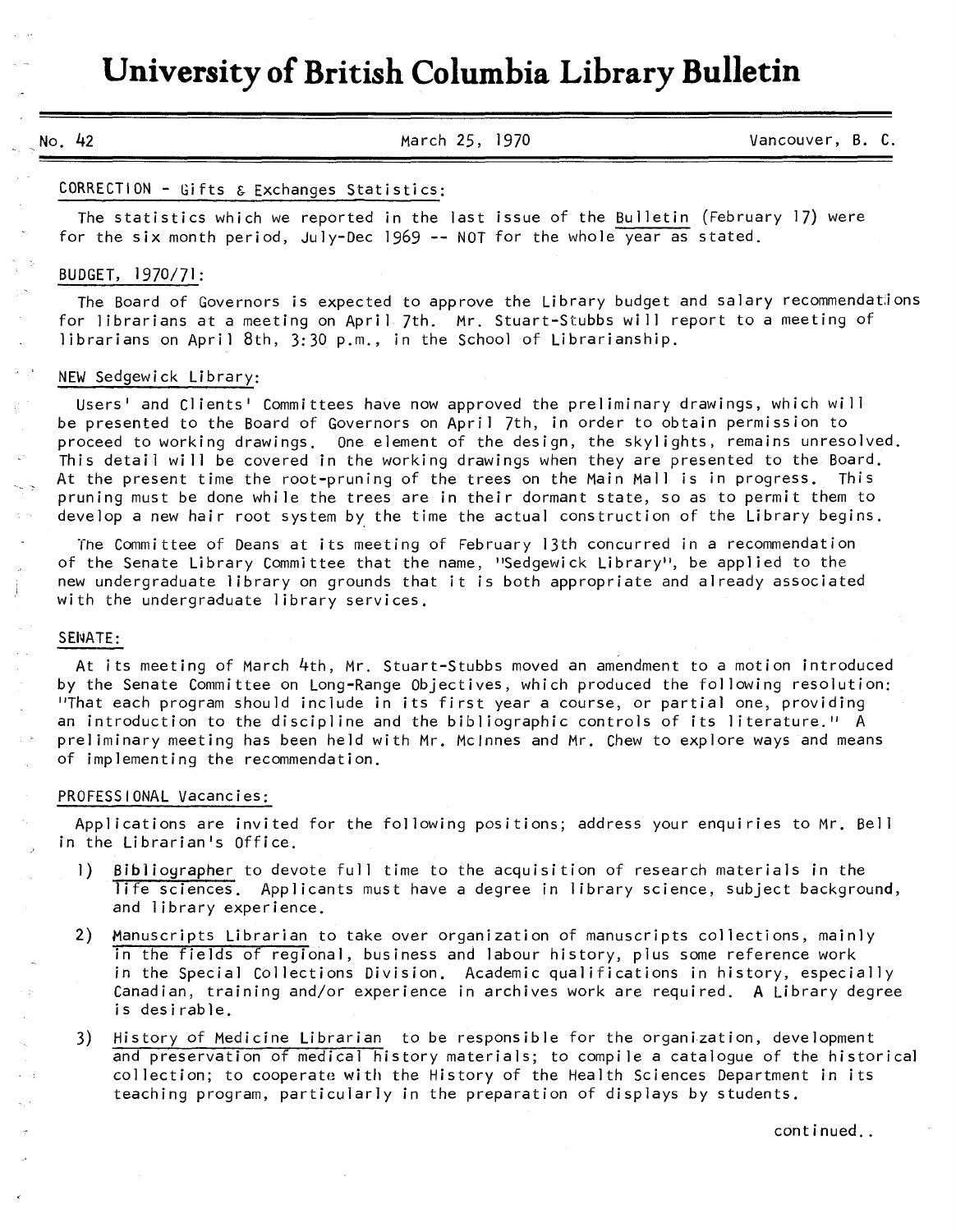# University of British Columbia Library Bulletin

No. 42 | March 25, 1970 | Vancouver, B. C.

CORRECTION - Gifts & Exchanges Statistics:

The statistics which we reported in the last issue of the Bulletin (February 17) were for the six month period, July-Dec 1969 -- NOT for the whole year as stated.

BUDGET, 1970/71:

The Board of Governors is expected to approve the Library budget and salary recommendations for librarians at a meeting on April 7th. Mr. Stuart-Stubbs will report to a meeting of librarians on April 8th, 3:30 p.m., in the School of Librarianship.

NEW Sedgewick Library:

Users' and Clients' Committees have now approved the preliminary drawings, which will be presented to the Board of Governors on April 7th, in order to obtain permission to proceed to working drawings. One element of the design, the skylights, remains unresolved. This detail will be covered in the working drawings when they are presented to the Board. At the present time the root-pruning of the trees on the Main Mall is in progress. This pruning must be done while the trees are in their dormant state, so as to permit them to develop a new hair root system by the time the actual construction of the Library begins.

The Committee of Deans at its meeting of February 13th concurred in a recommendation of the Senate Library Committee that the name, "Sedgewick Library", be applied to the new undergraduate library on grounds that it is both appropriate and already associated with the undergraduate library services.

SENATE:

At its meeting of March 4th, Mr. Stuart-Stubbs moved an amendment to a motion introduced by the Senate Committee on Long-Range Objectives, which produced the following resolution: "That each program should include in its first year a course, or partial one, providing an introduction to the discipline and the bibliographic controls of its literature." A preliminary meeting has been held with Mr. McInnes and Mr. Chew to explore ways and means of implementing the recommendation.

PROFESSIONAL Vacancies:

Applications are invited for the following positions; address your enquiries to Mr. Bell in the Librarian's Office.

1) Bibliographer to devote full time to the acquisition of research materials in the life sciences. Applicants must have a degree in library science, subject background, and library experience.

2) Manuscripts Librarian to take over organization of manuscripts collections, mainly in the fields of regional, business and labour history, plus some reference work in the Special Collections Division. Academic qualifications in history, especially Canadian, training and/or experience in archives work are required. A Library degree is desirable.

3) History of Medicine Librarian to be responsible for the organization, development and preservation of medical history materials; to compile a catalogue of the historical collection; to cooperate with the History of the Health Sciences Department in its teaching program, particularly in the preparation of displays by students.

continued..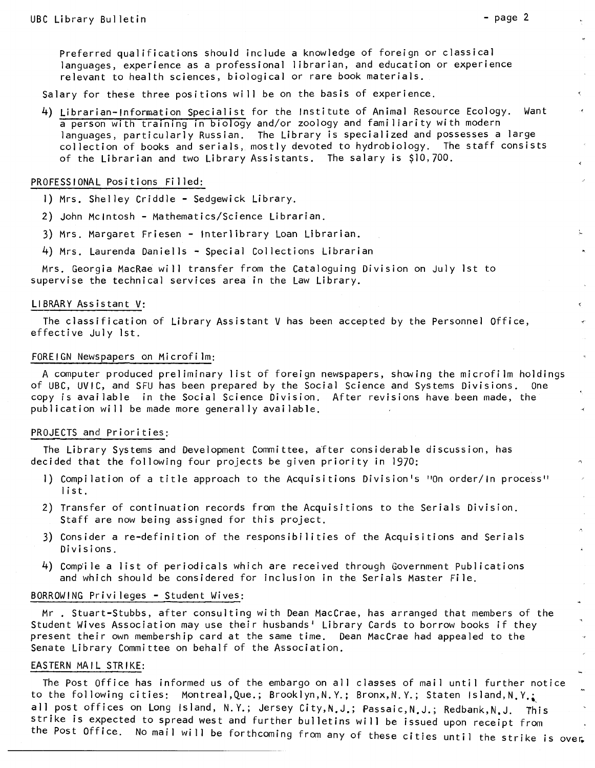Preferred qualifications should include a knowledge of foreign or classical languages, experience as a professional librarian, and education or experience relevant to health sciences, biological or rare book materials.

Salary for these three positions will be on the basis of experience.

4) Librarian-Information Specialist for the Institute of Animal Resource Ecology. Want a person with training in biology and/or zoology and familiarity with modern languages, particularly Russian. The Library is specialized and possesses a large collection of books and serials, mostly devoted to hydrobiology. The staff consists of the Librarian and two Library Assistants. The salary is $10,700.

## PROFESSIONAL Positions Filled:

1) Mrs. Shelley Criddle - Sedgewick Library.
2) John McIntosh - Mathematics/Science Librarian.
3) Mrs. Margaret Friesen - Interlibrary Loan Librarian.
4) Mrs. Laurenda Daniells - Special Collections Librarian

Mrs. Georgia MacRae will transfer from the Cataloguing Division on July 1st to supervise the technical services area in the Law Library.

## LIBRARY Assistant V:

The classification of Library Assistant V has been accepted by the Personnel Office, effective July 1st.

## FOREIGN Newspapers on Microfilm:

A computer produced preliminary list of foreign newspapers, showing the microfilm holdings of UBC, UVIC, and SFU has been prepared by the Social Science and Systems Divisions. One copy is available in the Social Science Division. After revisions have been made, the publication will be made more generally available.

## PROJECTS and Priorities:

The Library Systems and Development Committee, after considerable discussion, has decided that the following four projects be given priority in 1970:

1) Compilation of a title approach to the Acquisitions Division's "On order/In process" list.
2) Transfer of continuation records from the Acquisitions to the Serials Division. Staff are now being assigned for this project.
3) Consider a re-definition of the responsibilities of the Acquisitions and Serials Divisions.
4) Compile a list of periodicals which are received through Government Publications and which should be considered for inclusion in the Serials Master File.

## BORROWING Privileges - Student Wives:

Mr . Stuart-Stubbs, after consulting with Dean MacCrae, has arranged that members of the Student Wives Association may use their husbands' Library Cards to borrow books if they present their own membership card at the same time. Dean MacCrae had appealed to the Senate Library Committee on behalf of the Association.

## EASTERN MAIL STRIKE:

The Post Office has informed us of the embargo on all classes of mail until further notice to the following cities: Montreal,Que.; Brooklyn,N.Y.; Bronx,N.Y.; Staten Island,N.Y.; all post offices on Long Island, N.Y.; Jersey City,N.J.; Passaic,N.J.; Redbank,N.J. This strike is expected to spread west and further bulletins will be issued upon receipt from the Post Office. No mail will be forthcoming from any of these cities until the strike is over.